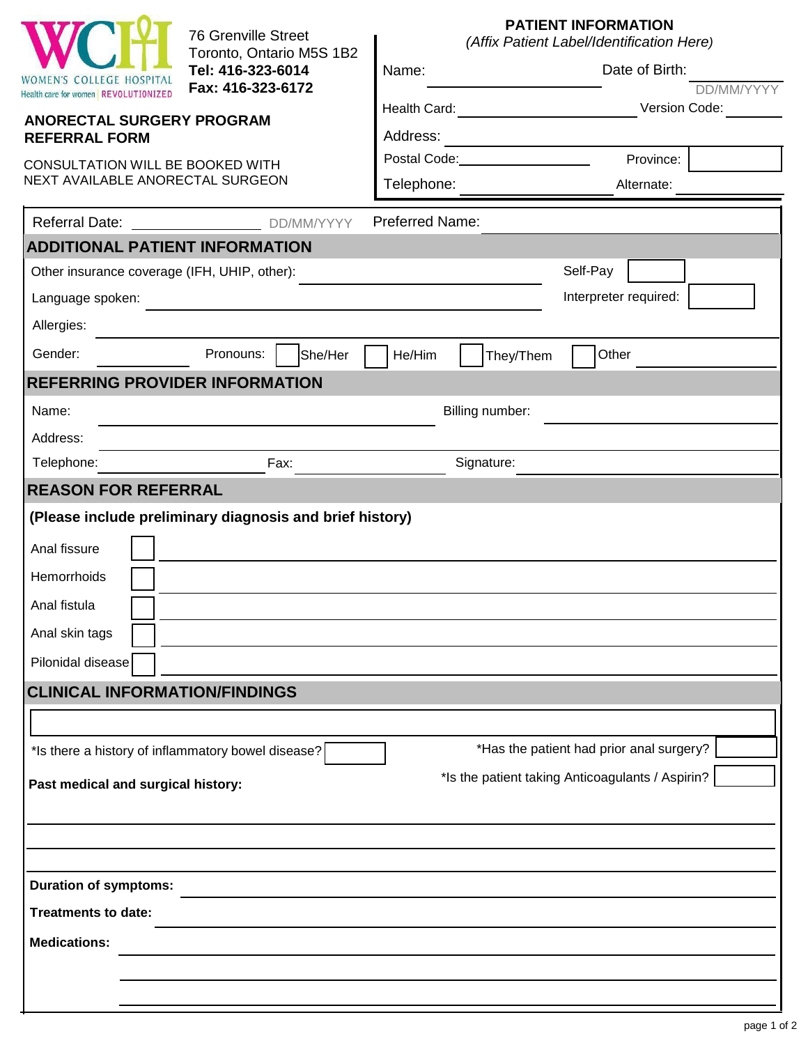WCH WOMEN'S COLLEGE HOSPITAL
Health care for women | REVOLUTIONIZED

76 Grenville Street
Toronto, Ontario M5S 1B2
**Tel: 416-323-6014**
**Fax: 416-323-6172**

**ANORECTAL SURGERY PROGRAM REFERRAL FORM**

CONSULTATION WILL BE BOOKED WITH NEXT AVAILABLE ANORECTAL SURGEON

**PATIENT INFORMATION**
*(Affix Patient Label/Identification Here)*

Name: ____________ Date of Birth: ____________ DD/MM/YYYY

Health Card: ____________ Version Code: ____________

Address: ____________

Postal Code: ____________ Province: ____________

Telephone: ____________ Alternate: ____________

Referral Date: ____________ DD/MM/YYYY Preferred Name: ____________

## ADDITIONAL PATIENT INFORMATION

Other insurance coverage (IFH, UHIP, other): ____________ Self-Pay ☐

Language spoken: ____________ Interpreter required: ☐

Allergies: ____________

Gender: ____________ Pronouns: ☐ She/Her ☐ He/Him ☐ They/Them ☐ Other ____________

## REFERRING PROVIDER INFORMATION

Name: ____________ Billing number: ____________

Address: ____________

Telephone: ____________ Fax: ____________ Signature: ____________

## REASON FOR REFERRAL

**(Please include preliminary diagnosis and brief history)**

Anal fissure ☐ ____________

Hemorrhoids ☐ ____________

Anal fistula ☐ ____________

Anal skin tags ☐ ____________

Pilonidal disease ☐ ____________

## CLINICAL INFORMATION/FINDINGS

____________

*Is there a history of inflammatory bowel disease? ☐

*Has the patient had prior anal surgery? ☐

*Is the patient taking Anticoagulants / Aspirin? ☐

**Past medical and surgical history:**

____________

____________

**Duration of symptoms:** ____________

**Treatments to date:** ____________

**Medications:** ____________

____________

____________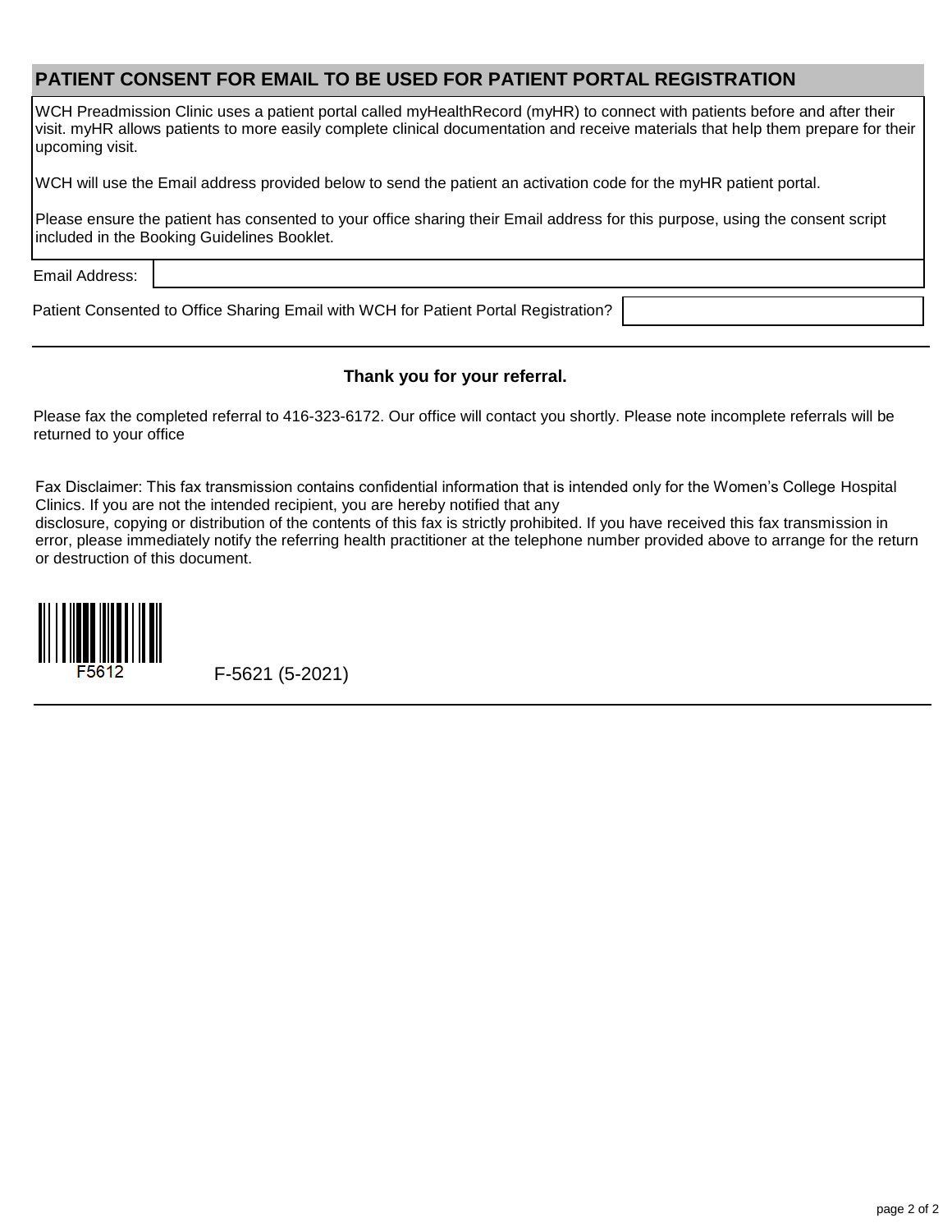## PATIENT CONSENT FOR EMAIL TO BE USED FOR PATIENT PORTAL REGISTRATION

WCH Preadmission Clinic uses a patient portal called myHealthRecord (myHR) to connect with patients before and after their visit. myHR allows patients to more easily complete clinical documentation and receive materials that help them prepare for their upcoming visit.

WCH will use the Email address provided below to send the patient an activation code for the myHR patient portal.

Please ensure the patient has consented to your office sharing their Email address for this purpose, using the consent script included in the Booking Guidelines Booklet.

| | |
|---|---|
| Email Address: | |

| | |
|---|---|
| Patient Consented to Office Sharing Email with WCH for Patient Portal Registration? | |

---

**Thank you for your referral.**

Please fax the completed referral to 416-323-6172. Our office will contact you shortly. Please note incomplete referrals will be returned to your office

Fax Disclaimer: This fax transmission contains confidential information that is intended only for the Women's College Hospital Clinics. If you are not the intended recipient, you are hereby notified that any disclosure, copying or distribution of the contents of this fax is strictly prohibited. If you have received this fax transmission in error, please immediately notify the referring health practitioner at the telephone number provided above to arrange for the return or destruction of this document.

F5612

F-5621 (5-2021)